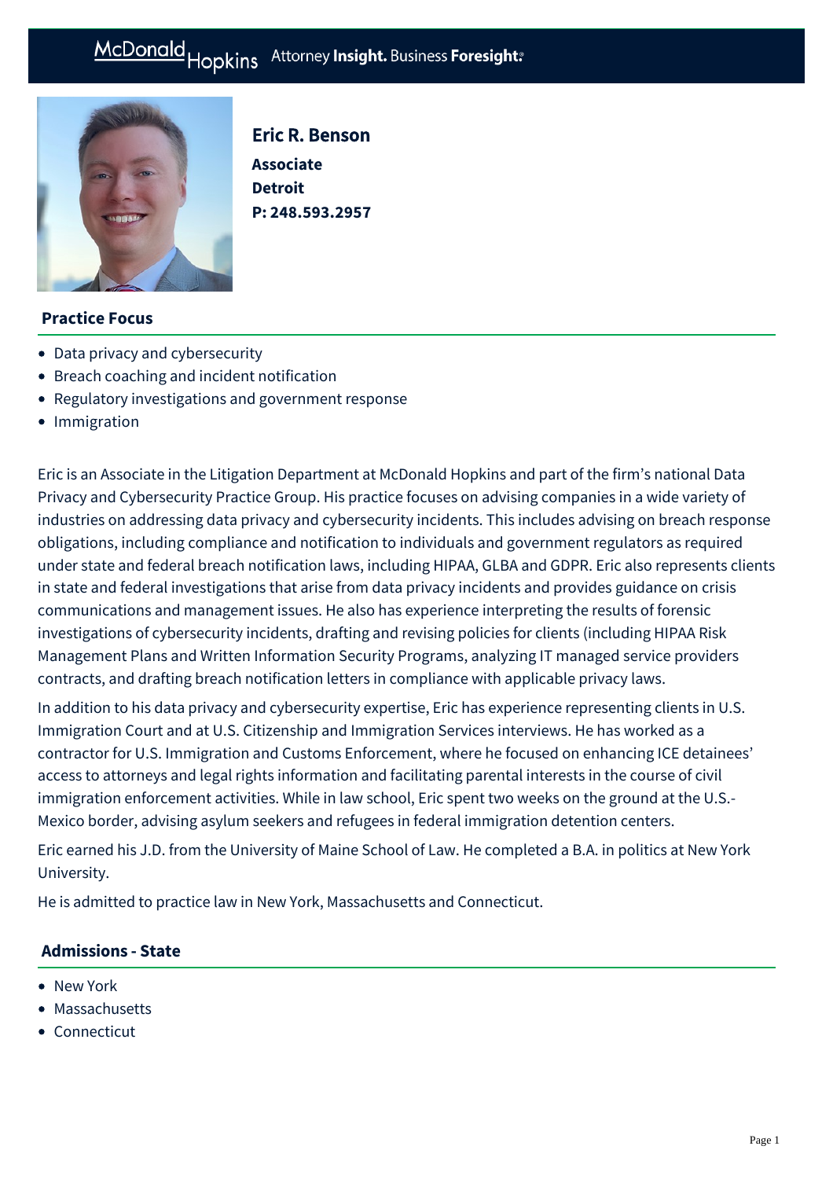# Eric R. Benson

**Associate**
**Detroit**
**P: 248.593.2957**

## Practice Focus

- Data privacy and cybersecurity
- Breach coaching and incident notification
- Regulatory investigations and government response
- Immigration

Eric is an Associate in the Litigation Department at McDonald Hopkins and part of the firm's national Data Privacy and Cybersecurity Practice Group. His practice focuses on advising companies in a wide variety of industries on addressing data privacy and cybersecurity incidents. This includes advising on breach response obligations, including compliance and notification to individuals and government regulators as required under state and federal breach notification laws, including HIPAA, GLBA and GDPR. Eric also represents clients in state and federal investigations that arise from data privacy incidents and provides guidance on crisis communications and management issues. He also has experience interpreting the results of forensic investigations of cybersecurity incidents, drafting and revising policies for clients (including HIPAA Risk Management Plans and Written Information Security Programs, analyzing IT managed service providers contracts, and drafting breach notification letters in compliance with applicable privacy laws.

In addition to his data privacy and cybersecurity expertise, Eric has experience representing clients in U.S. Immigration Court and at U.S. Citizenship and Immigration Services interviews. He has worked as a contractor for U.S. Immigration and Customs Enforcement, where he focused on enhancing ICE detainees' access to attorneys and legal rights information and facilitating parental interests in the course of civil immigration enforcement activities. While in law school, Eric spent two weeks on the ground at the U.S.-Mexico border, advising asylum seekers and refugees in federal immigration detention centers.

Eric earned his J.D. from the University of Maine School of Law. He completed a B.A. in politics at New York University.

He is admitted to practice law in New York, Massachusetts and Connecticut.

## Admissions - State

- New York
- Massachusetts
- Connecticut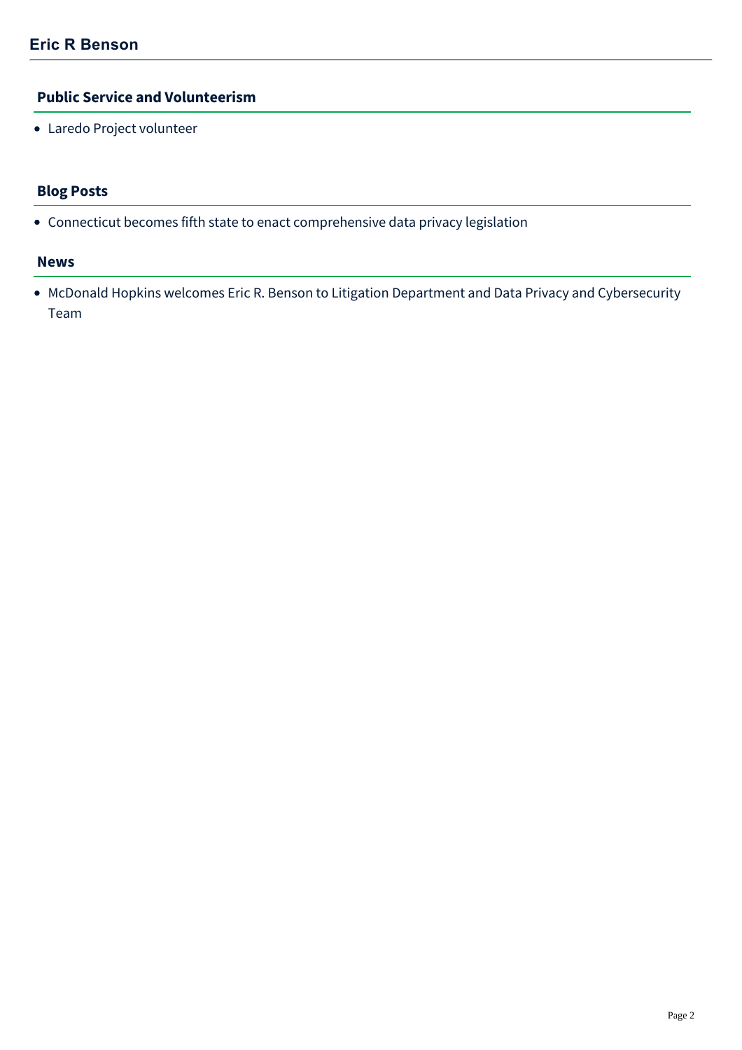## Public Service and Volunteerism

- Laredo Project volunteer

## Blog Posts

- Connecticut becomes fifth state to enact comprehensive data privacy legislation

## News

- McDonald Hopkins welcomes Eric R. Benson to Litigation Department and Data Privacy and Cybersecurity Team